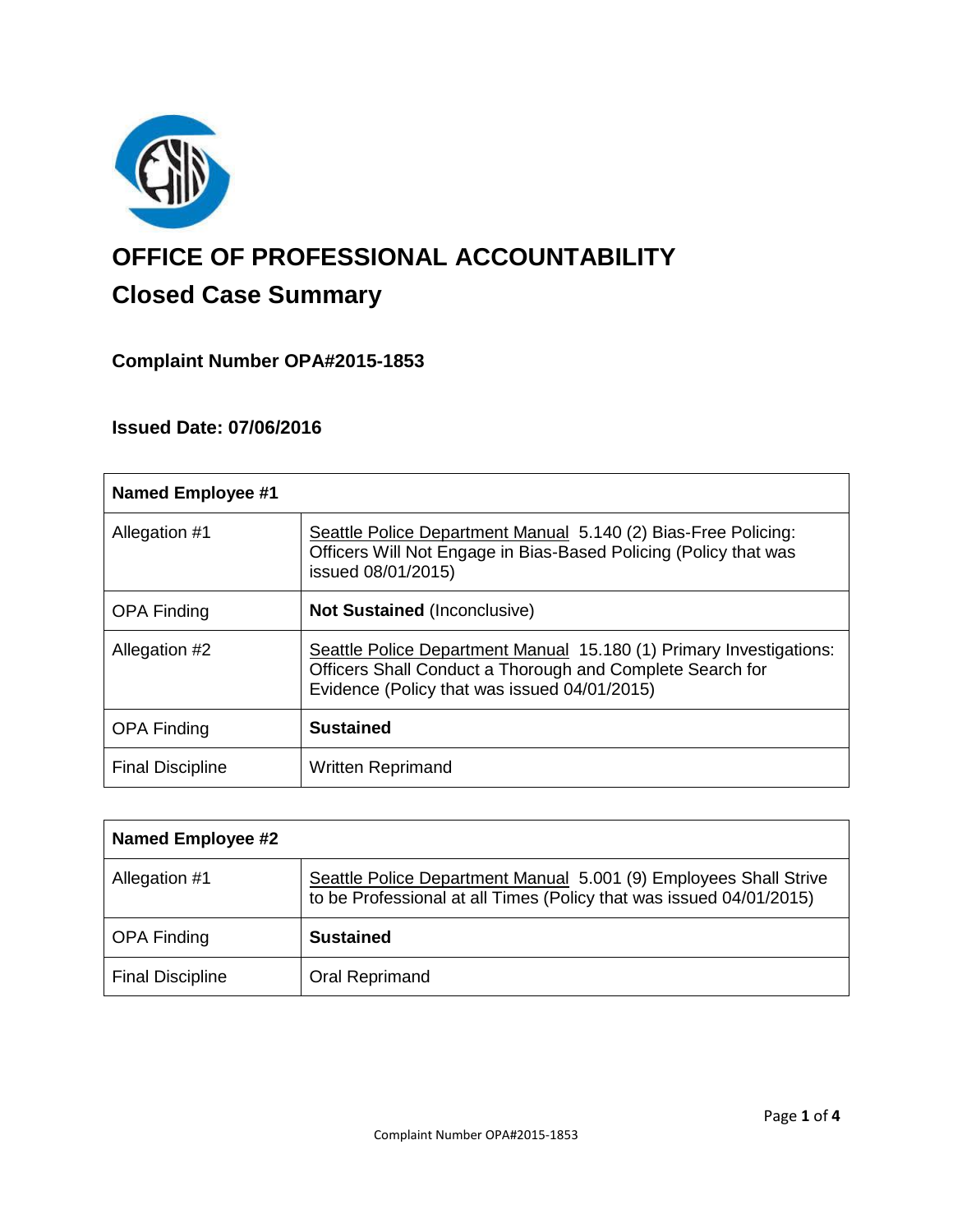# OFFICE OF PROFESSIONAL ACCOUNTABILITY

## Closed Case Summary

### Complaint Number OPA#2015-1853

### Issued Date: 07/06/2016

| **Named Employee #1** | |
|---|---|
| Allegation #1 | Seattle Police Department Manual 5.140 (2) Bias-Free Policing: Officers Will Not Engage in Bias-Based Policing (Policy that was issued 08/01/2015) |
| OPA Finding | **Not Sustained** (Inconclusive) |
| Allegation #2 | Seattle Police Department Manual 15.180 (1) Primary Investigations: Officers Shall Conduct a Thorough and Complete Search for Evidence (Policy that was issued 04/01/2015) |
| OPA Finding | **Sustained** |
| Final Discipline | Written Reprimand |

| **Named Employee #2** | |
|---|---|
| Allegation #1 | Seattle Police Department Manual 5.001 (9) Employees Shall Strive to be Professional at all Times (Policy that was issued 04/01/2015) |
| OPA Finding | **Sustained** |
| Final Discipline | Oral Reprimand |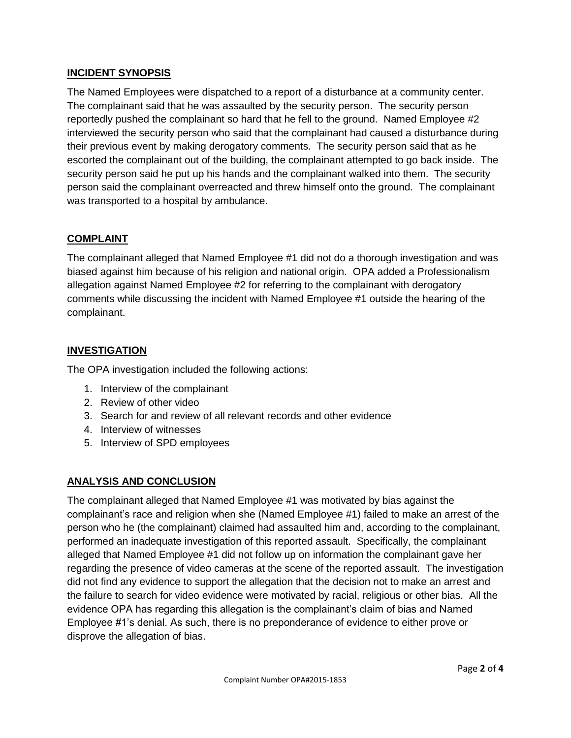## INCIDENT SYNOPSIS

The Named Employees were dispatched to a report of a disturbance at a community center. The complainant said that he was assaulted by the security person. The security person reportedly pushed the complainant so hard that he fell to the ground. Named Employee #2 interviewed the security person who said that the complainant had caused a disturbance during their previous event by making derogatory comments. The security person said that as he escorted the complainant out of the building, the complainant attempted to go back inside. The security person said he put up his hands and the complainant walked into them. The security person said the complainant overreacted and threw himself onto the ground. The complainant was transported to a hospital by ambulance.

## COMPLAINT

The complainant alleged that Named Employee #1 did not do a thorough investigation and was biased against him because of his religion and national origin. OPA added a Professionalism allegation against Named Employee #2 for referring to the complainant with derogatory comments while discussing the incident with Named Employee #1 outside the hearing of the complainant.

## INVESTIGATION

The OPA investigation included the following actions:

1. Interview of the complainant
2. Review of other video
3. Search for and review of all relevant records and other evidence
4. Interview of witnesses
5. Interview of SPD employees

## ANALYSIS AND CONCLUSION

The complainant alleged that Named Employee #1 was motivated by bias against the complainant's race and religion when she (Named Employee #1) failed to make an arrest of the person who he (the complainant) claimed had assaulted him and, according to the complainant, performed an inadequate investigation of this reported assault. Specifically, the complainant alleged that Named Employee #1 did not follow up on information the complainant gave her regarding the presence of video cameras at the scene of the reported assault. The investigation did not find any evidence to support the allegation that the decision not to make an arrest and the failure to search for video evidence were motivated by racial, religious or other bias. All the evidence OPA has regarding this allegation is the complainant's claim of bias and Named Employee #1's denial. As such, there is no preponderance of evidence to either prove or disprove the allegation of bias.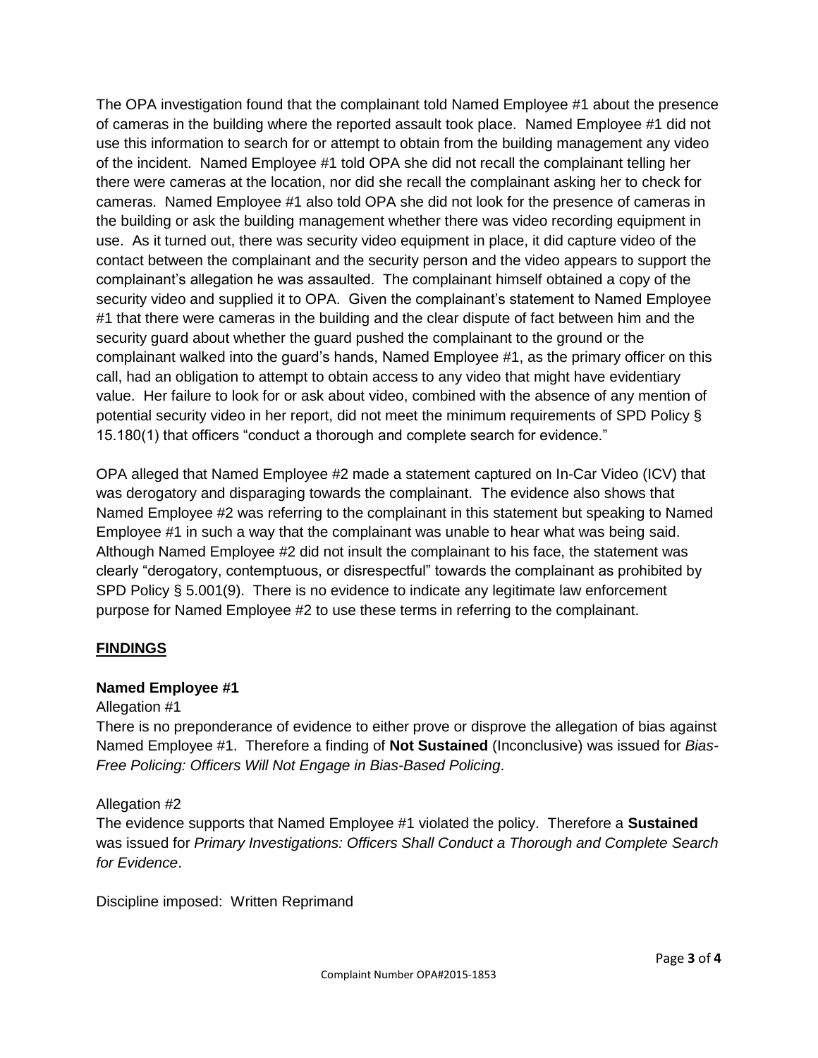The OPA investigation found that the complainant told Named Employee #1 about the presence of cameras in the building where the reported assault took place. Named Employee #1 did not use this information to search for or attempt to obtain from the building management any video of the incident. Named Employee #1 told OPA she did not recall the complainant telling her there were cameras at the location, nor did she recall the complainant asking her to check for cameras. Named Employee #1 also told OPA she did not look for the presence of cameras in the building or ask the building management whether there was video recording equipment in use. As it turned out, there was security video equipment in place, it did capture video of the contact between the complainant and the security person and the video appears to support the complainant's allegation he was assaulted. The complainant himself obtained a copy of the security video and supplied it to OPA. Given the complainant's statement to Named Employee #1 that there were cameras in the building and the clear dispute of fact between him and the security guard about whether the guard pushed the complainant to the ground or the complainant walked into the guard's hands, Named Employee #1, as the primary officer on this call, had an obligation to attempt to obtain access to any video that might have evidentiary value. Her failure to look for or ask about video, combined with the absence of any mention of potential security video in her report, did not meet the minimum requirements of SPD Policy § 15.180(1) that officers "conduct a thorough and complete search for evidence."

OPA alleged that Named Employee #2 made a statement captured on In-Car Video (ICV) that was derogatory and disparaging towards the complainant. The evidence also shows that Named Employee #2 was referring to the complainant in this statement but speaking to Named Employee #1 in such a way that the complainant was unable to hear what was being said. Although Named Employee #2 did not insult the complainant to his face, the statement was clearly "derogatory, contemptuous, or disrespectful" towards the complainant as prohibited by SPD Policy § 5.001(9). There is no evidence to indicate any legitimate law enforcement purpose for Named Employee #2 to use these terms in referring to the complainant.

## FINDINGS

### Named Employee #1

Allegation #1

There is no preponderance of evidence to either prove or disprove the allegation of bias against Named Employee #1. Therefore a finding of **Not Sustained** (Inconclusive) was issued for *Bias-Free Policing: Officers Will Not Engage in Bias-Based Policing*.

Allegation #2

The evidence supports that Named Employee #1 violated the policy. Therefore a **Sustained** was issued for *Primary Investigations: Officers Shall Conduct a Thorough and Complete Search for Evidence*.

Discipline imposed: Written Reprimand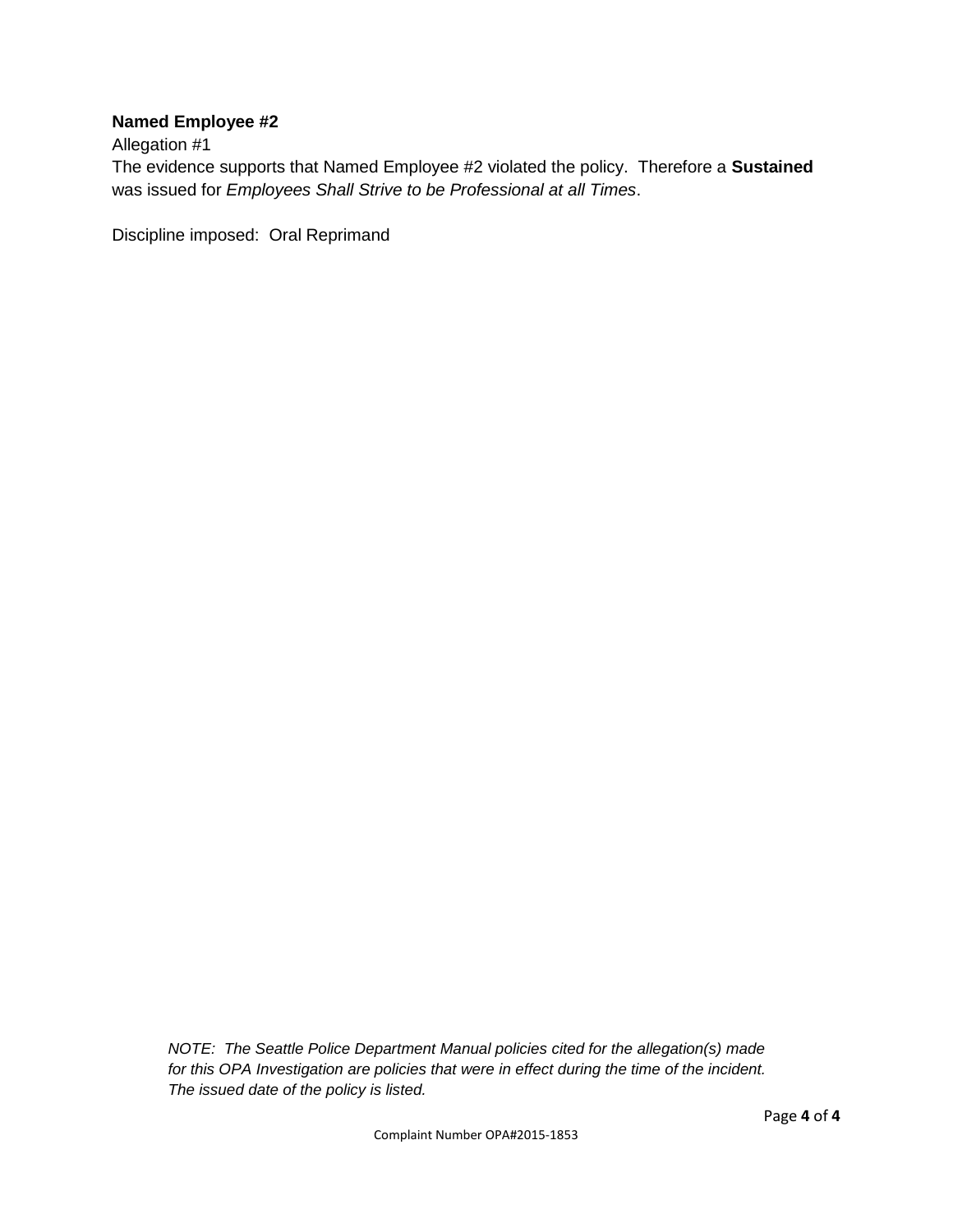**Named Employee #2**

Allegation #1

The evidence supports that Named Employee #2 violated the policy. Therefore a **Sustained** was issued for *Employees Shall Strive to be Professional at all Times*.

Discipline imposed: Oral Reprimand

*NOTE: The Seattle Police Department Manual policies cited for the allegation(s) made for this OPA Investigation are policies that were in effect during the time of the incident. The issued date of the policy is listed.*

Complaint Number OPA#2015-1853